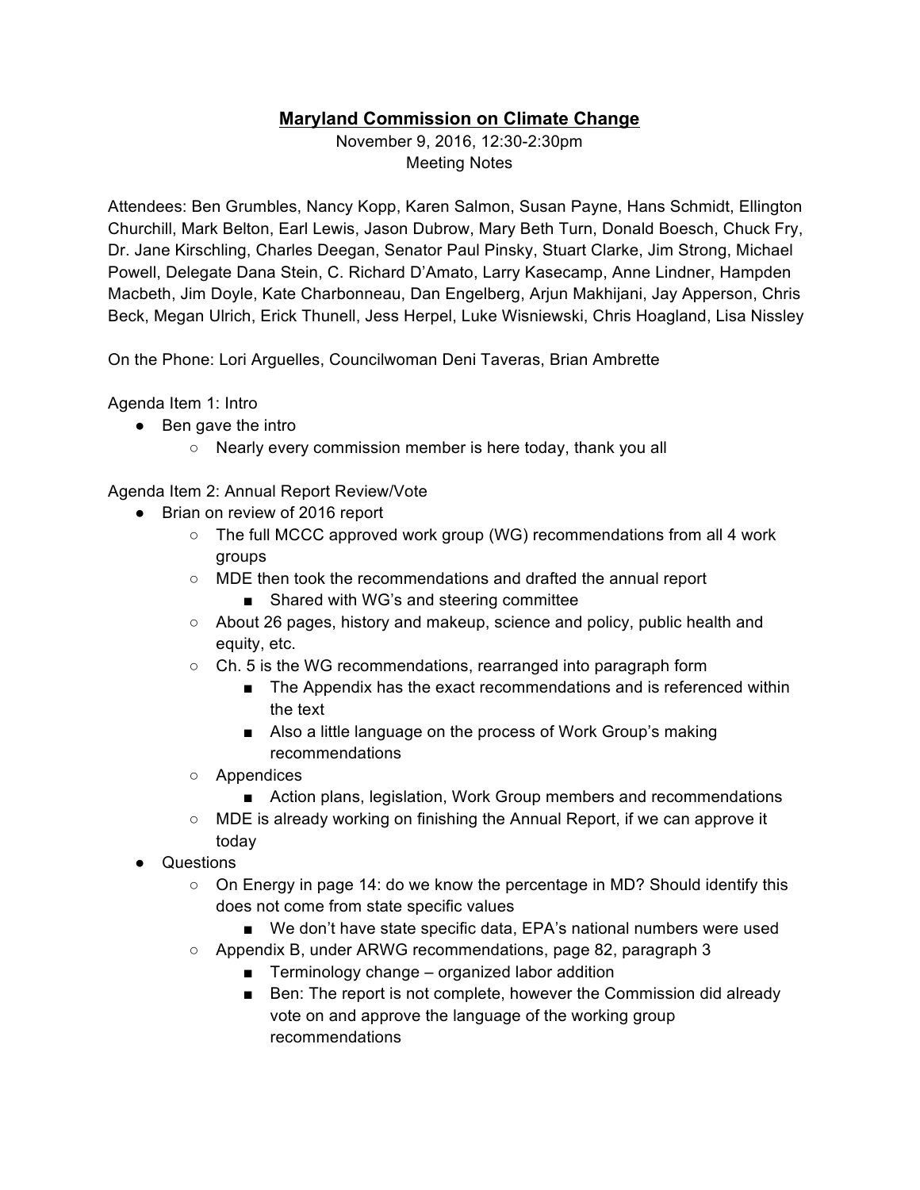# Maryland Commission on Climate Change

November 9, 2016, 12:30-2:30pm
Meeting Notes

Attendees: Ben Grumbles, Nancy Kopp, Karen Salmon, Susan Payne, Hans Schmidt, Ellington Churchill, Mark Belton, Earl Lewis, Jason Dubrow, Mary Beth Turn, Donald Boesch, Chuck Fry, Dr. Jane Kirschling, Charles Deegan, Senator Paul Pinsky, Stuart Clarke, Jim Strong, Michael Powell, Delegate Dana Stein, C. Richard D'Amato, Larry Kasecamp, Anne Lindner, Hampden Macbeth, Jim Doyle, Kate Charbonneau, Dan Engelberg, Arjun Makhijani, Jay Apperson, Chris Beck, Megan Ulrich, Erick Thunell, Jess Herpel, Luke Wisniewski, Chris Hoagland, Lisa Nissley

On the Phone: Lori Arguelles, Councilwoman Deni Taveras, Brian Ambrette

Agenda Item 1: Intro

- Ben gave the intro
  - Nearly every commission member is here today, thank you all

Agenda Item 2: Annual Report Review/Vote

- Brian on review of 2016 report
  - The full MCCC approved work group (WG) recommendations from all 4 work groups
  - MDE then took the recommendations and drafted the annual report
    - Shared with WG's and steering committee
  - About 26 pages, history and makeup, science and policy, public health and equity, etc.
  - Ch. 5 is the WG recommendations, rearranged into paragraph form
    - The Appendix has the exact recommendations and is referenced within the text
    - Also a little language on the process of Work Group's making recommendations
  - Appendices
    - Action plans, legislation, Work Group members and recommendations
  - MDE is already working on finishing the Annual Report, if we can approve it today
- Questions
  - On Energy in page 14: do we know the percentage in MD? Should identify this does not come from state specific values
    - We don't have state specific data, EPA's national numbers were used
  - Appendix B, under ARWG recommendations, page 82, paragraph 3
    - Terminology change – organized labor addition
    - Ben: The report is not complete, however the Commission did already vote on and approve the language of the working group recommendations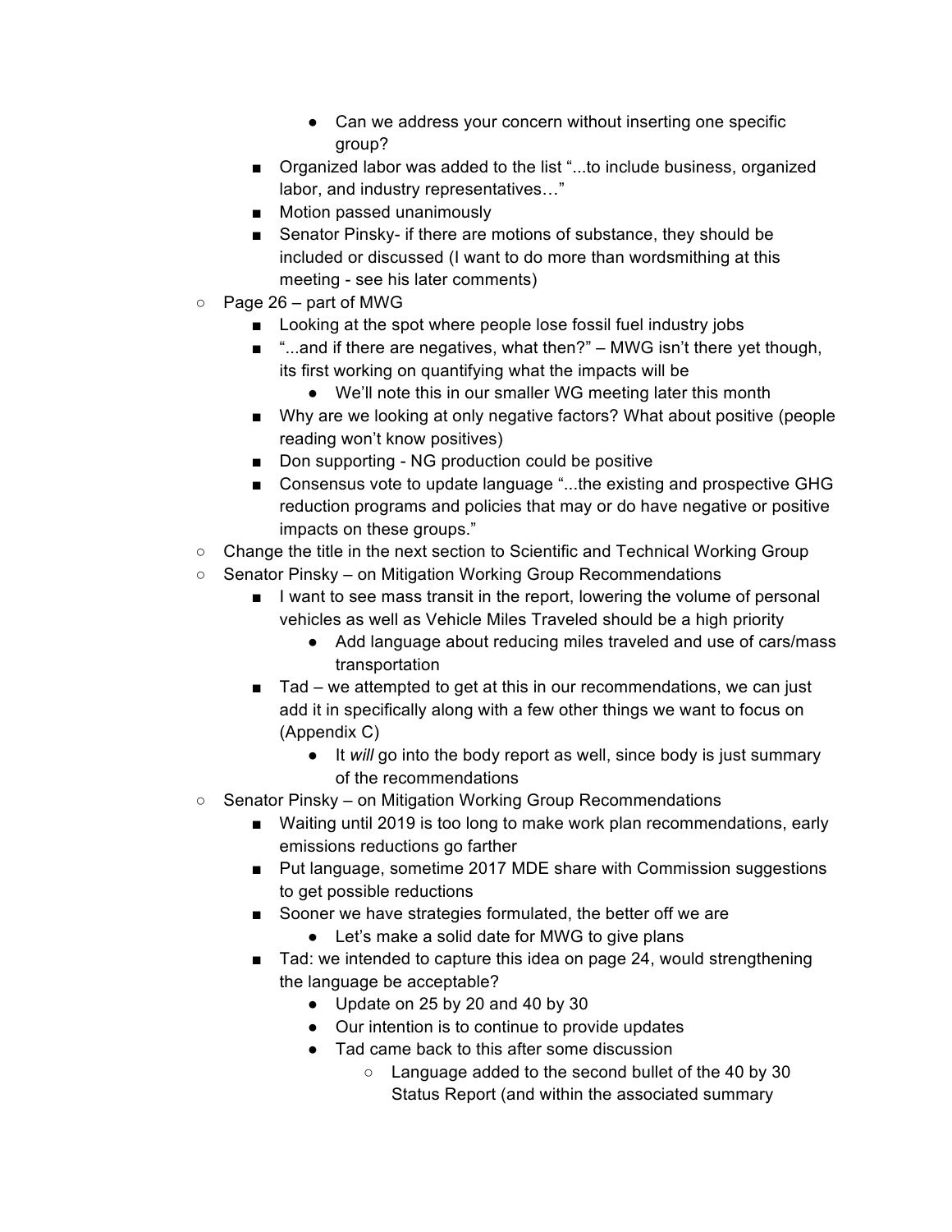- Can we address your concern without inserting one specific group?
    - Organized labor was added to the list "...to include business, organized labor, and industry representatives…"
    - Motion passed unanimously
    - Senator Pinsky- if there are motions of substance, they should be included or discussed (I want to do more than wordsmithing at this meeting - see his later comments)
  - Page 26 – part of MWG
    - Looking at the spot where people lose fossil fuel industry jobs
    - "...and if there are negatives, what then?" – MWG isn't there yet though, its first working on quantifying what the impacts will be
      - We'll note this in our smaller WG meeting later this month
    - Why are we looking at only negative factors? What about positive (people reading won't know positives)
    - Don supporting - NG production could be positive
    - Consensus vote to update language "...the existing and prospective GHG reduction programs and policies that may or do have negative or positive impacts on these groups."
  - Change the title in the next section to Scientific and Technical Working Group
  - Senator Pinsky – on Mitigation Working Group Recommendations
    - I want to see mass transit in the report, lowering the volume of personal vehicles as well as Vehicle Miles Traveled should be a high priority
      - Add language about reducing miles traveled and use of cars/mass transportation
    - Tad – we attempted to get at this in our recommendations, we can just add it in specifically along with a few other things we want to focus on (Appendix C)
      - It *will* go into the body report as well, since body is just summary of the recommendations
  - Senator Pinsky – on Mitigation Working Group Recommendations
    - Waiting until 2019 is too long to make work plan recommendations, early emissions reductions go farther
    - Put language, sometime 2017 MDE share with Commission suggestions to get possible reductions
    - Sooner we have strategies formulated, the better off we are
      - Let's make a solid date for MWG to give plans
    - Tad: we intended to capture this idea on page 24, would strengthening the language be acceptable?
      - Update on 25 by 20 and 40 by 30
      - Our intention is to continue to provide updates
      - Tad came back to this after some discussion
        - Language added to the second bullet of the 40 by 30 Status Report (and within the associated summary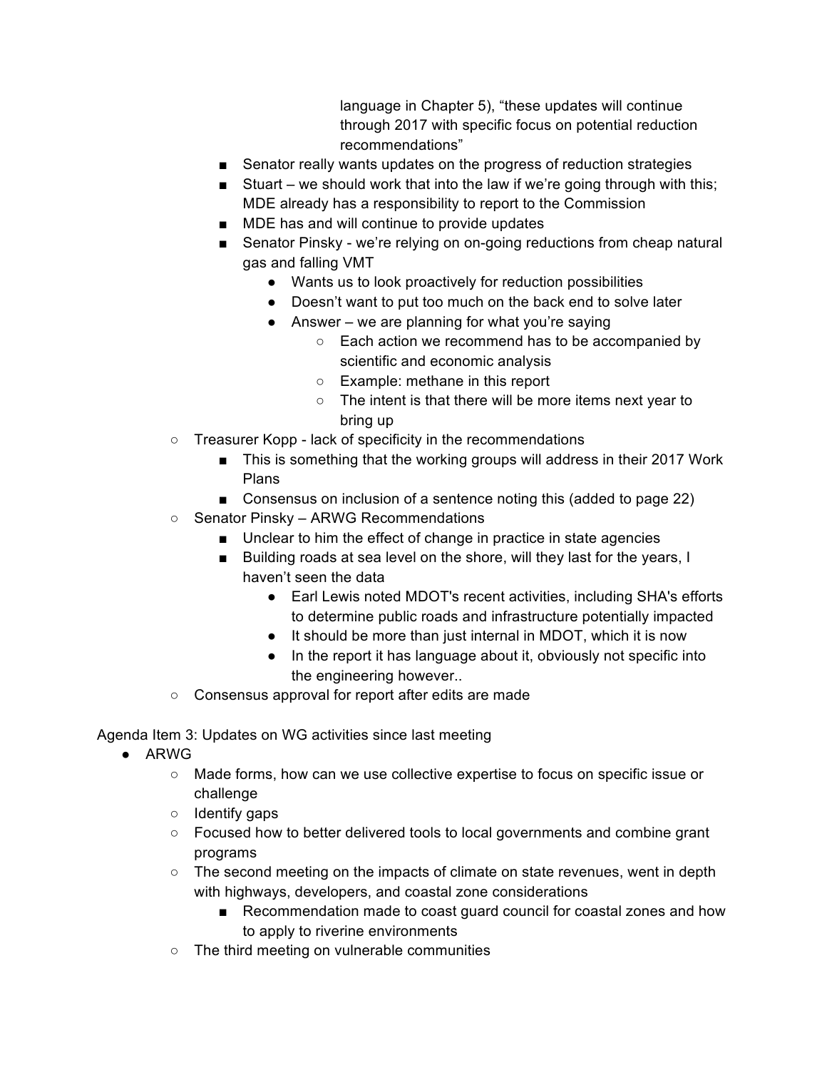language in Chapter 5), "these updates will continue through 2017 with specific focus on potential reduction recommendations"
            - Senator really wants updates on the progress of reduction strategies
            - Stuart – we should work that into the law if we're going through with this; MDE already has a responsibility to report to the Commission
            - MDE has and will continue to provide updates
            - Senator Pinsky - we're relying on on-going reductions from cheap natural gas and falling VMT
                - Wants us to look proactively for reduction possibilities
                - Doesn't want to put too much on the back end to solve later
                - Answer – we are planning for what you're saying
                    - Each action we recommend has to be accompanied by scientific and economic analysis
                    - Example: methane in this report
                    - The intent is that there will be more items next year to bring up
        - Treasurer Kopp - lack of specificity in the recommendations
            - This is something that the working groups will address in their 2017 Work Plans
            - Consensus on inclusion of a sentence noting this (added to page 22)
        - Senator Pinsky – ARWG Recommendations
            - Unclear to him the effect of change in practice in state agencies
            - Building roads at sea level on the shore, will they last for the years, I haven't seen the data
                - Earl Lewis noted MDOT's recent activities, including SHA's efforts to determine public roads and infrastructure potentially impacted
                - It should be more than just internal in MDOT, which it is now
                - In the report it has language about it, obviously not specific into the engineering however..
        - Consensus approval for report after edits are made

Agenda Item 3: Updates on WG activities since last meeting

- ARWG
    - Made forms, how can we use collective expertise to focus on specific issue or challenge
    - Identify gaps
    - Focused how to better delivered tools to local governments and combine grant programs
    - The second meeting on the impacts of climate on state revenues, went in depth with highways, developers, and coastal zone considerations
        - Recommendation made to coast guard council for coastal zones and how to apply to riverine environments
    - The third meeting on vulnerable communities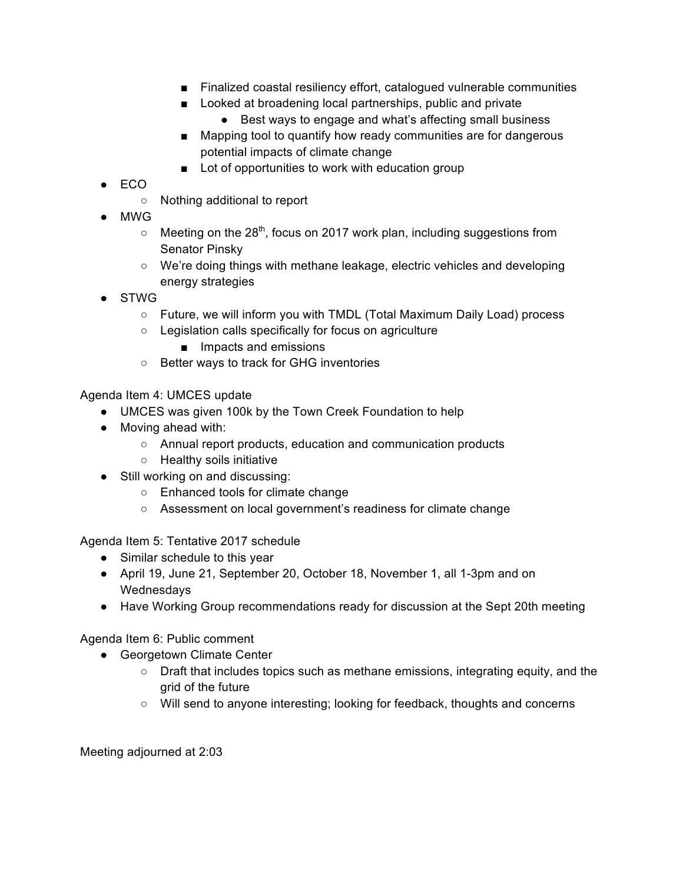- Finalized coastal resiliency effort, catalogued vulnerable communities
        - Looked at broadening local partnerships, public and private
            - Best ways to engage and what's affecting small business
        - Mapping tool to quantify how ready communities are for dangerous potential impacts of climate change
        - Lot of opportunities to work with education group
- ECO
    - Nothing additional to report
- MWG
    - Meeting on the 28th, focus on 2017 work plan, including suggestions from Senator Pinsky
    - We're doing things with methane leakage, electric vehicles and developing energy strategies
- STWG
    - Future, we will inform you with TMDL (Total Maximum Daily Load) process
    - Legislation calls specifically for focus on agriculture
        - Impacts and emissions
    - Better ways to track for GHG inventories

Agenda Item 4: UMCES update

- UMCES was given 100k by the Town Creek Foundation to help
- Moving ahead with:
    - Annual report products, education and communication products
    - Healthy soils initiative
- Still working on and discussing:
    - Enhanced tools for climate change
    - Assessment on local government's readiness for climate change

Agenda Item 5: Tentative 2017 schedule

- Similar schedule to this year
- April 19, June 21, September 20, October 18, November 1, all 1-3pm and on Wednesdays
- Have Working Group recommendations ready for discussion at the Sept 20th meeting

Agenda Item 6: Public comment

- Georgetown Climate Center
    - Draft that includes topics such as methane emissions, integrating equity, and the grid of the future
    - Will send to anyone interesting; looking for feedback, thoughts and concerns

Meeting adjourned at 2:03